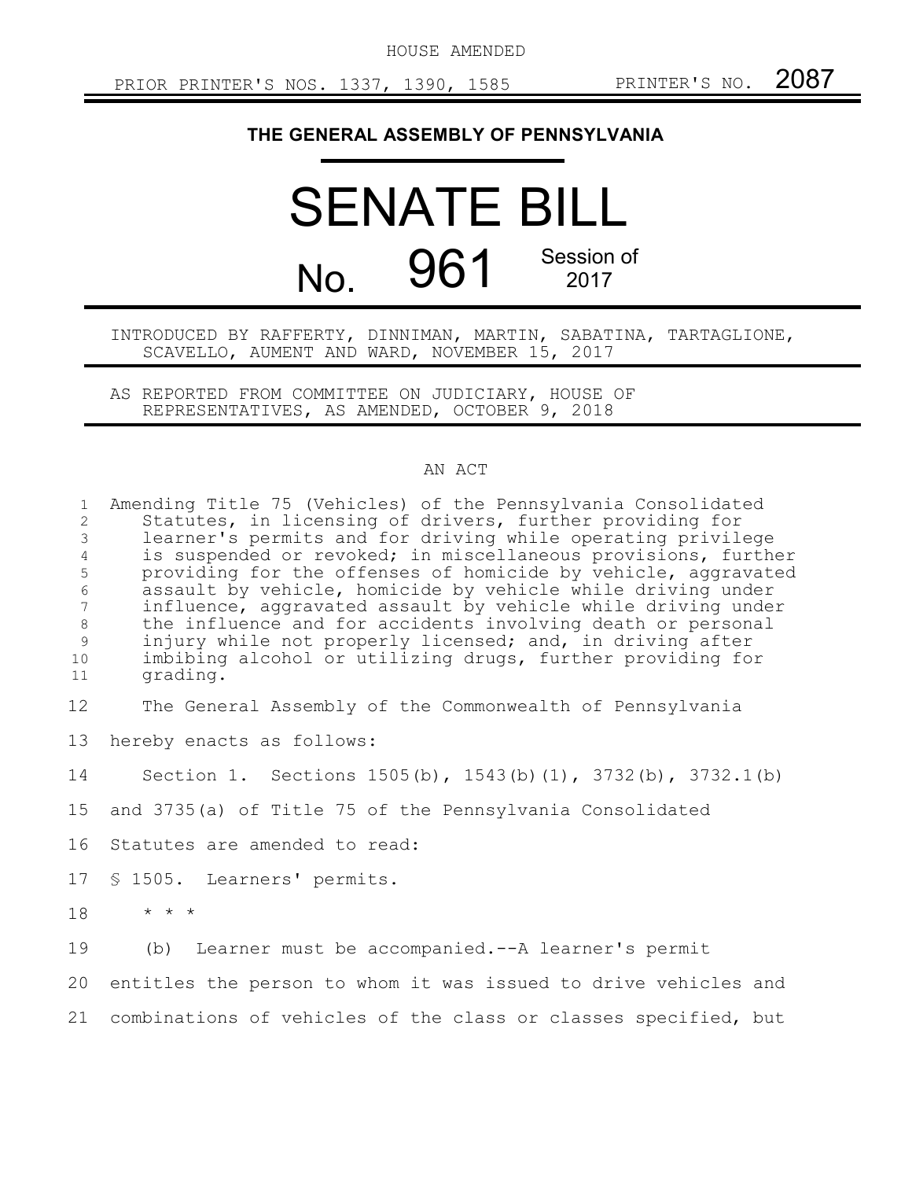HOUSE AMENDED

PRIOR PRINTER'S NOS. 1337, 1390, 1585 PRINTER'S NO. 2087

# THE GENERAL ASSEMBLY OF PENNSYLVANIA

# SENATE BILL

## No. 961 Session of 2017

INTRODUCED BY RAFFERTY, DINNIMAN, MARTIN, SABATINA, TARTAGLIONE, SCAVELLO, AUMENT AND WARD, NOVEMBER 15, 2017

AS REPORTED FROM COMMITTEE ON JUDICIARY, HOUSE OF REPRESENTATIVES, AS AMENDED, OCTOBER 9, 2018

AN ACT

Amending Title 75 (Vehicles) of the Pennsylvania Consolidated Statutes, in licensing of drivers, further providing for learner's permits and for driving while operating privilege is suspended or revoked; in miscellaneous provisions, further providing for the offenses of homicide by vehicle, aggravated assault by vehicle, homicide by vehicle while driving under influence, aggravated assault by vehicle while driving under the influence and for accidents involving death or personal injury while not properly licensed; and, in driving after imbibing alcohol or utilizing drugs, further providing for grading.

The General Assembly of the Commonwealth of Pennsylvania hereby enacts as follows:

Section 1. Sections 1505(b), 1543(b)(1), 3732(b), 3732.1(b) and 3735(a) of Title 75 of the Pennsylvania Consolidated Statutes are amended to read:

§ 1505. Learners' permits.

\* \* \*

(b) Learner must be accompanied.--A learner's permit entitles the person to whom it was issued to drive vehicles and combinations of vehicles of the class or classes specified, but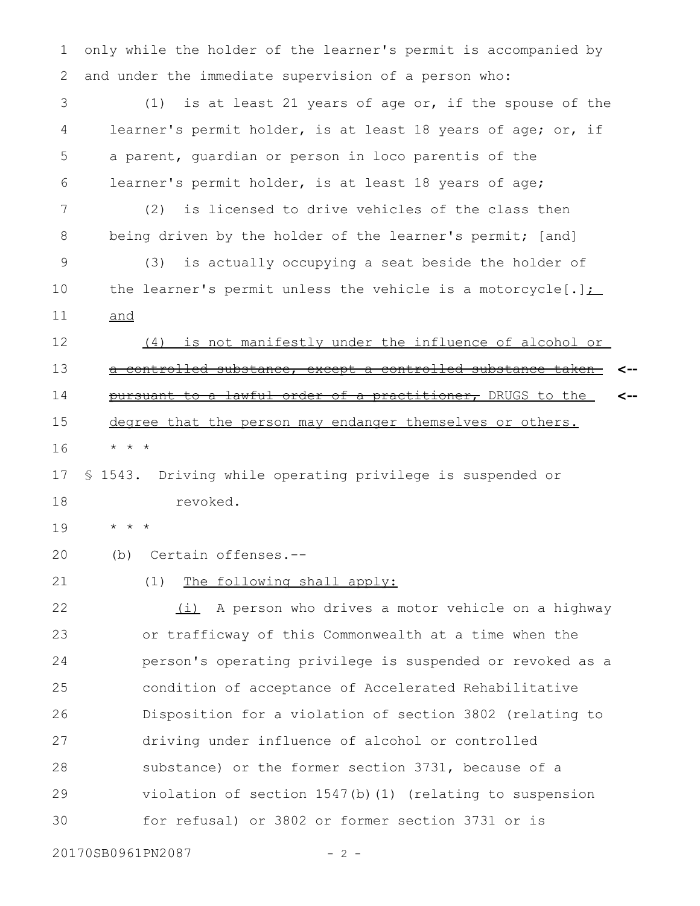only while the holder of the learner's permit is accompanied by and under the immediate supervision of a person who:

(1) is at least 21 years of age or, if the spouse of the learner's permit holder, is at least 18 years of age; or, if a parent, guardian or person in loco parentis of the learner's permit holder, is at least 18 years of age;

(2) is licensed to drive vehicles of the class then being driven by the holder of the learner's permit; [and]

(3) is actually occupying a seat beside the holder of the learner's permit unless the vehicle is a motorcycle[.]; and

(4) is not manifestly under the influence of alcohol or ~~a controlled substance, except a controlled substance taken pursuant to a lawful order of a practitioner,~~ DRUGS to the degree that the person may endanger themselves or others.

* * *

§ 1543. Driving while operating privilege is suspended or revoked.

* * *

(b) Certain offenses.--

(1) The following shall apply:

(i) A person who drives a motor vehicle on a highway or trafficway of this Commonwealth at a time when the person's operating privilege is suspended or revoked as a condition of acceptance of Accelerated Rehabilitative Disposition for a violation of section 3802 (relating to driving under influence of alcohol or controlled substance) or the former section 3731, because of a violation of section 1547(b)(1) (relating to suspension for refusal) or 3802 or former section 3731 or is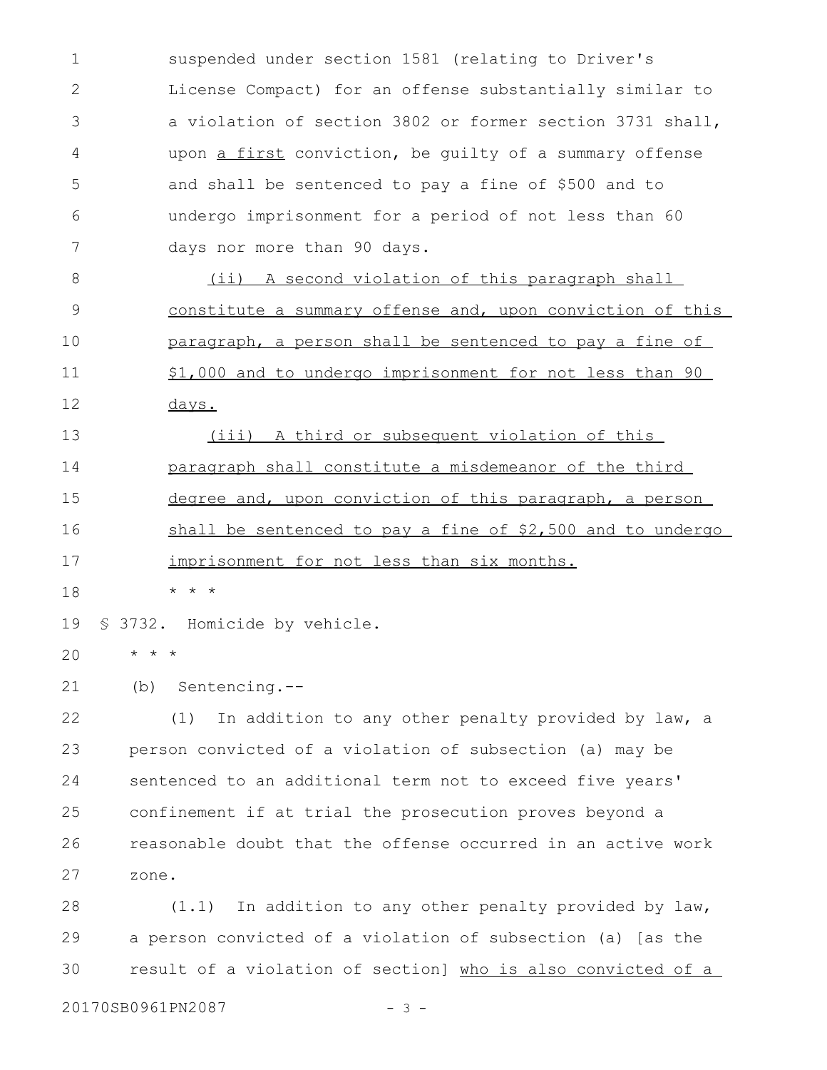suspended under section 1581 (relating to Driver's License Compact) for an offense substantially similar to a violation of section 3802 or former section 3731 shall, upon <u>a first</u> conviction, be guilty of a summary offense and shall be sentenced to pay a fine of $500 and to undergo imprisonment for a period of not less than 60 days nor more than 90 days.

<u>(ii) A second violation of this paragraph shall constitute a summary offense and, upon conviction of this paragraph, a person shall be sentenced to pay a fine of $1,000 and to undergo imprisonment for not less than 90 days.</u>

<u>(iii) A third or subsequent violation of this paragraph shall constitute a misdemeanor of the third degree and, upon conviction of this paragraph, a person shall be sentenced to pay a fine of $2,500 and to undergo imprisonment for not less than six months.</u>

* * *

§ 3732. Homicide by vehicle.

* * *

(b) Sentencing.--

(1) In addition to any other penalty provided by law, a person convicted of a violation of subsection (a) may be sentenced to an additional term not to exceed five years' confinement if at trial the prosecution proves beyond a reasonable doubt that the offense occurred in an active work zone.

(1.1) In addition to any other penalty provided by law, a person convicted of a violation of subsection (a) [as the result of a violation of section] <u>who is also convicted of a</u>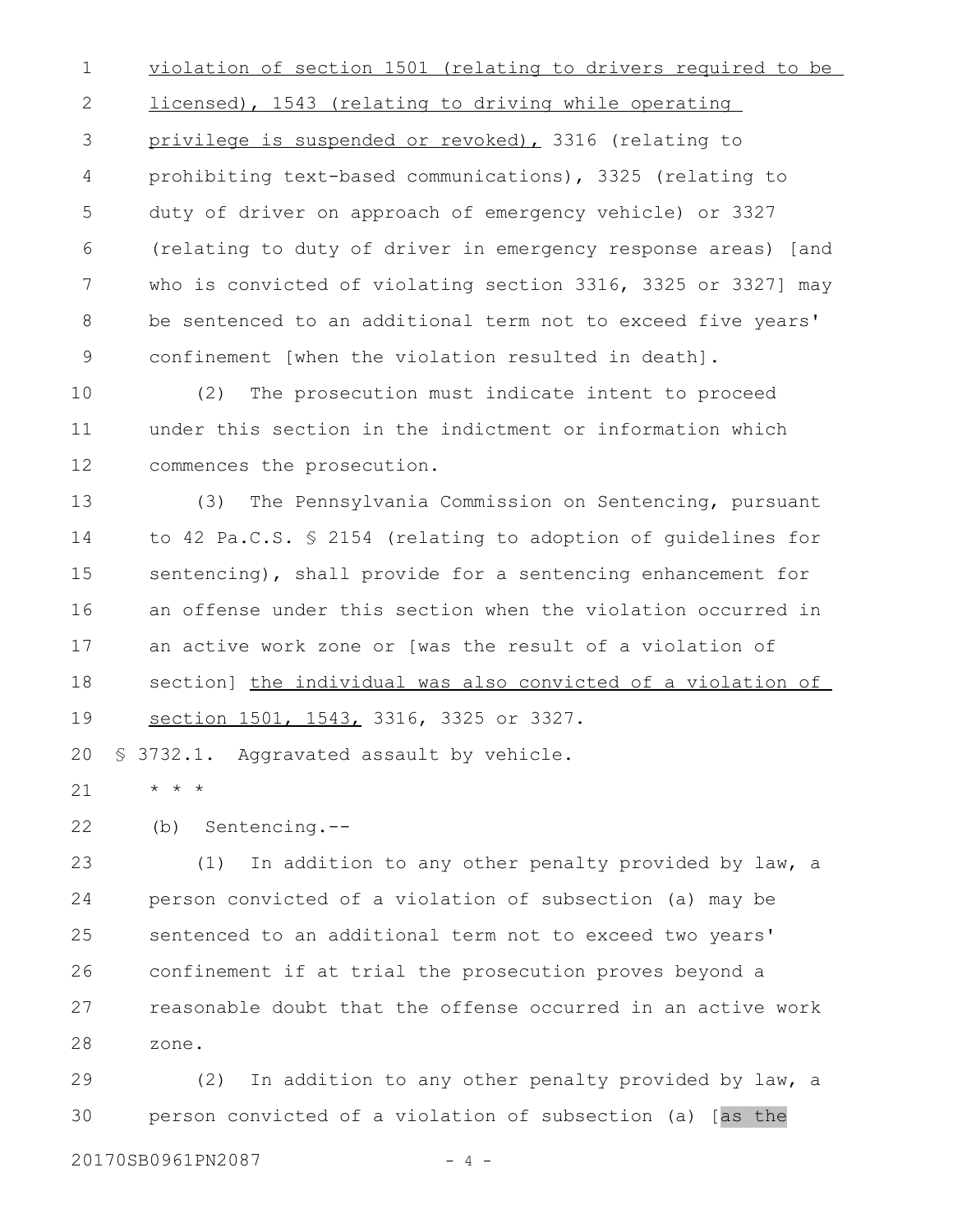violation of section 1501 (relating to drivers required to be licensed), 1543 (relating to driving while operating privilege is suspended or revoked), 3316 (relating to prohibiting text-based communications), 3325 (relating to duty of driver on approach of emergency vehicle) or 3327 (relating to duty of driver in emergency response areas) [and who is convicted of violating section 3316, 3325 or 3327] may be sentenced to an additional term not to exceed five years' confinement [when the violation resulted in death].

(2) The prosecution must indicate intent to proceed under this section in the indictment or information which commences the prosecution.

(3) The Pennsylvania Commission on Sentencing, pursuant to 42 Pa.C.S. § 2154 (relating to adoption of guidelines for sentencing), shall provide for a sentencing enhancement for an offense under this section when the violation occurred in an active work zone or [was the result of a violation of section] the individual was also convicted of a violation of section 1501, 1543, 3316, 3325 or 3327.

§ 3732.1. Aggravated assault by vehicle.

* * *

(b) Sentencing.--

(1) In addition to any other penalty provided by law, a person convicted of a violation of subsection (a) may be sentenced to an additional term not to exceed two years' confinement if at trial the prosecution proves beyond a reasonable doubt that the offense occurred in an active work zone.

(2) In addition to any other penalty provided by law, a person convicted of a violation of subsection (a) [as the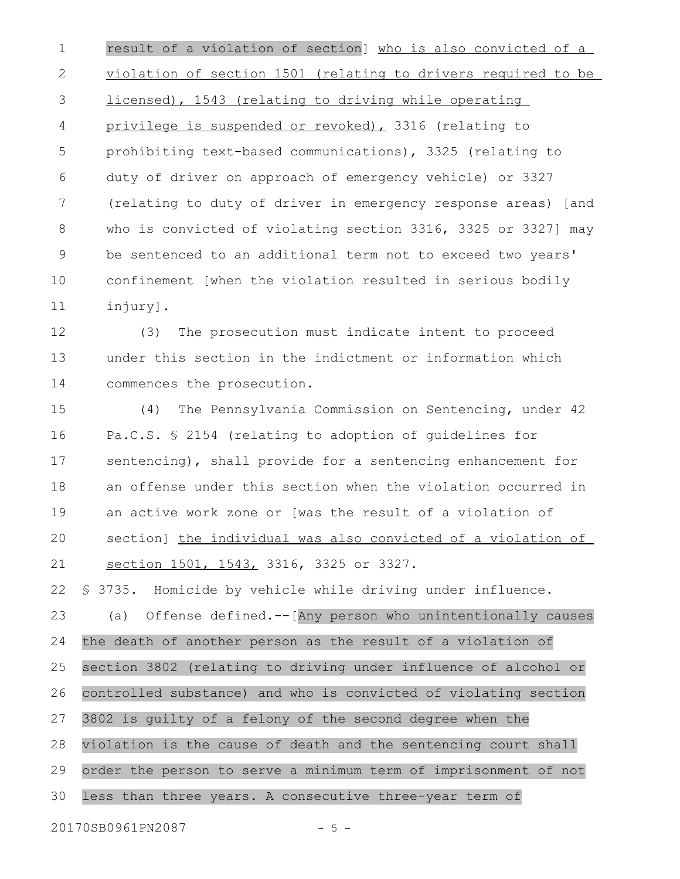result of a violation of section] who is also convicted of a violation of section 1501 (relating to drivers required to be licensed), 1543 (relating to driving while operating privilege is suspended or revoked), 3316 (relating to prohibiting text-based communications), 3325 (relating to duty of driver on approach of emergency vehicle) or 3327 (relating to duty of driver in emergency response areas) [and who is convicted of violating section 3316, 3325 or 3327] may be sentenced to an additional term not to exceed two years' confinement [when the violation resulted in serious bodily injury].

(3) The prosecution must indicate intent to proceed under this section in the indictment or information which commences the prosecution.

(4) The Pennsylvania Commission on Sentencing, under 42 Pa.C.S. § 2154 (relating to adoption of guidelines for sentencing), shall provide for a sentencing enhancement for an offense under this section when the violation occurred in an active work zone or [was the result of a violation of section] the individual was also convicted of a violation of section 1501, 1543, 3316, 3325 or 3327.

§ 3735. Homicide by vehicle while driving under influence.

(a) Offense defined.--[Any person who unintentionally causes the death of another person as the result of a violation of section 3802 (relating to driving under influence of alcohol or controlled substance) and who is convicted of violating section 3802 is guilty of a felony of the second degree when the violation is the cause of death and the sentencing court shall order the person to serve a minimum term of imprisonment of not less than three years. A consecutive three-year term of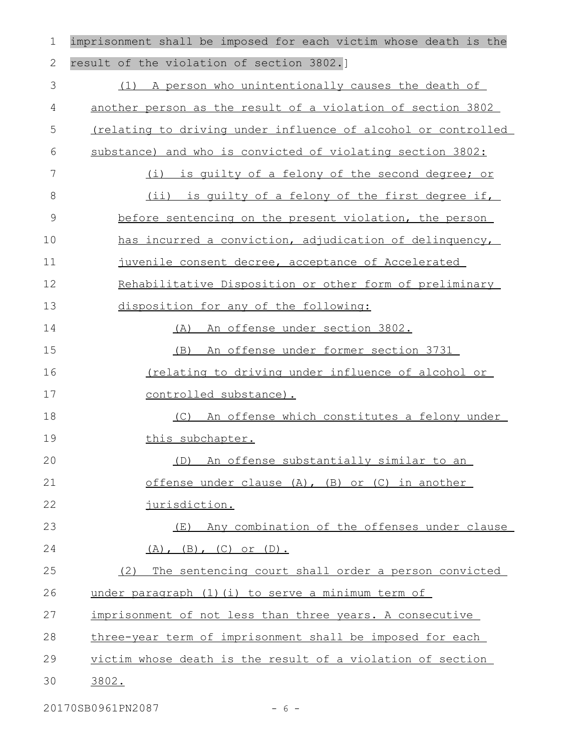imprisonment shall be imposed for each victim whose death is the result of the violation of section 3802.]

(1) A person who unintentionally causes the death of another person as the result of a violation of section 3802 (relating to driving under influence of alcohol or controlled substance) and who is convicted of violating section 3802:

(i) is guilty of a felony of the second degree; or

(ii) is guilty of a felony of the first degree if, before sentencing on the present violation, the person has incurred a conviction, adjudication of delinquency, juvenile consent decree, acceptance of Accelerated Rehabilitative Disposition or other form of preliminary disposition for any of the following:

(A) An offense under section 3802.

(B) An offense under former section 3731 (relating to driving under influence of alcohol or controlled substance).

(C) An offense which constitutes a felony under this subchapter.

(D) An offense substantially similar to an offense under clause (A), (B) or (C) in another jurisdiction.

(E) Any combination of the offenses under clause (A), (B), (C) or (D).

(2) The sentencing court shall order a person convicted under paragraph (1)(i) to serve a minimum term of imprisonment of not less than three years. A consecutive three-year term of imprisonment shall be imposed for each victim whose death is the result of a violation of section 3802.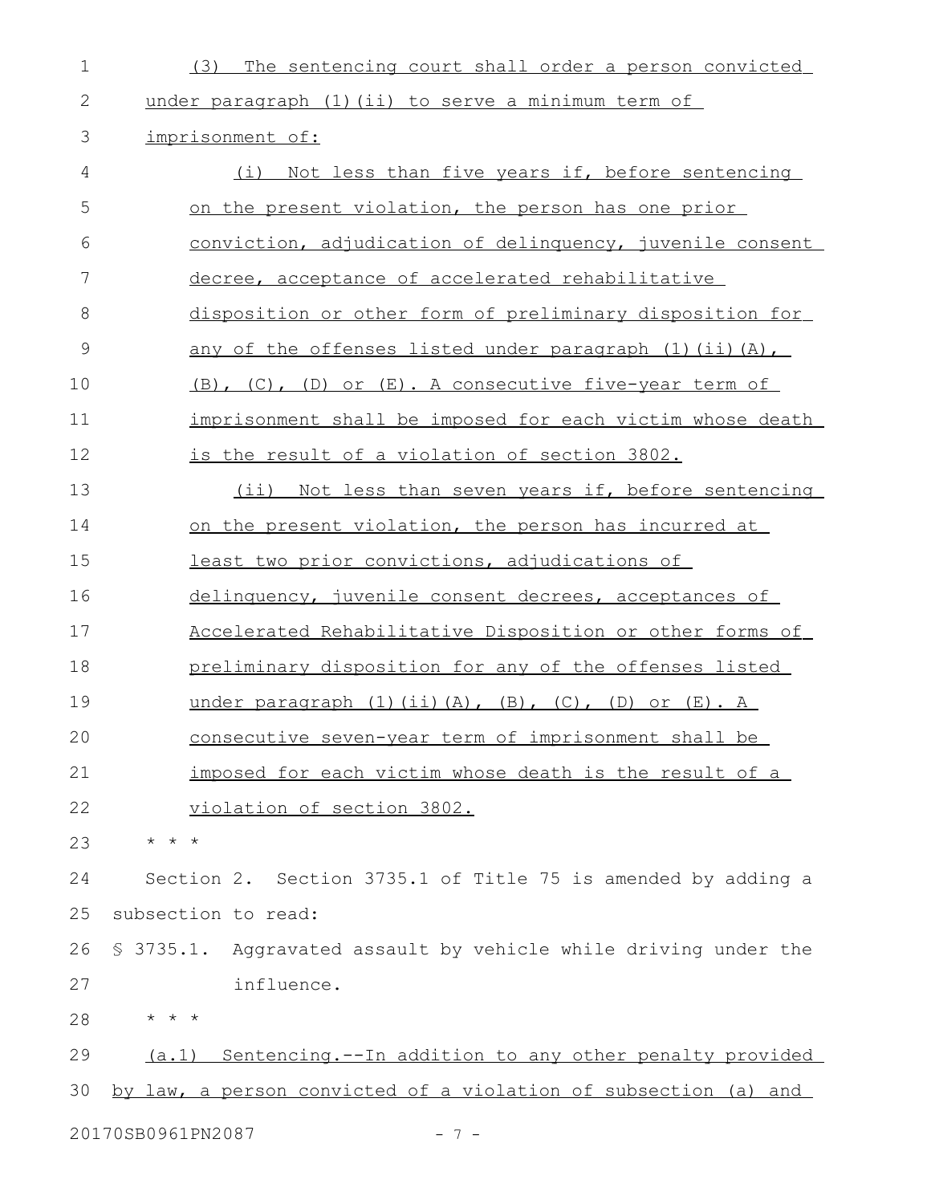(3) The sentencing court shall order a person convicted under paragraph (1)(ii) to serve a minimum term of imprisonment of:

(i) Not less than five years if, before sentencing on the present violation, the person has one prior conviction, adjudication of delinquency, juvenile consent decree, acceptance of accelerated rehabilitative disposition or other form of preliminary disposition for any of the offenses listed under paragraph (1)(ii)(A), (B), (C), (D) or (E). A consecutive five-year term of imprisonment shall be imposed for each victim whose death is the result of a violation of section 3802.

(ii) Not less than seven years if, before sentencing on the present violation, the person has incurred at least two prior convictions, adjudications of delinquency, juvenile consent decrees, acceptances of Accelerated Rehabilitative Disposition or other forms of preliminary disposition for any of the offenses listed under paragraph (1)(ii)(A), (B), (C), (D) or (E). A consecutive seven-year term of imprisonment shall be imposed for each victim whose death is the result of a violation of section 3802.

\* \* \*

Section 2. Section 3735.1 of Title 75 is amended by adding a subsection to read:

§ 3735.1. Aggravated assault by vehicle while driving under the influence.

\* \* \*

(a.1) Sentencing.--In addition to any other penalty provided by law, a person convicted of a violation of subsection (a) and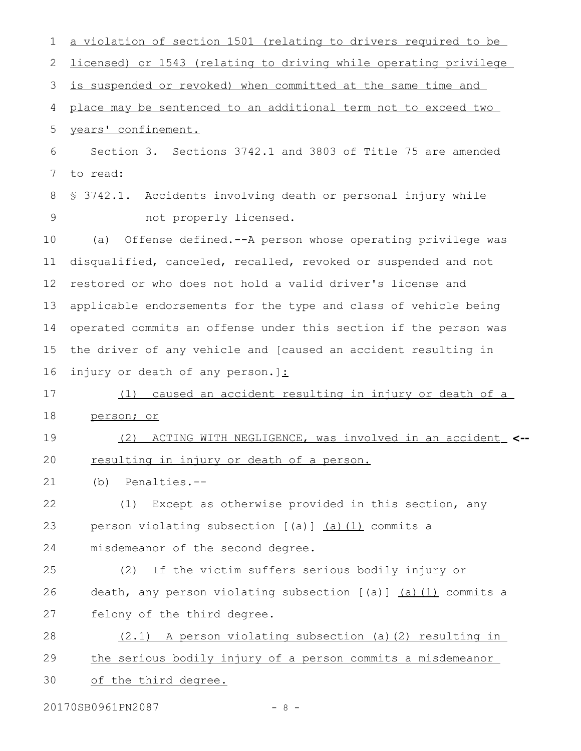a violation of section 1501 (relating to drivers required to be licensed) or 1543 (relating to driving while operating privilege is suspended or revoked) when committed at the same time and place may be sentenced to an additional term not to exceed two years' confinement.

Section 3. Sections 3742.1 and 3803 of Title 75 are amended to read:

§ 3742.1. Accidents involving death or personal injury while not properly licensed.

(a) Offense defined.--A person whose operating privilege was disqualified, canceled, recalled, revoked or suspended and not restored or who does not hold a valid driver's license and applicable endorsements for the type and class of vehicle being operated commits an offense under this section if the person was the driver of any vehicle and [caused an accident resulting in injury or death of any person.]:

(1) caused an accident resulting in injury or death of a person; or

(2) ACTING WITH NEGLIGENCE, was involved in an accident resulting in injury or death of a person. <--

(b) Penalties.--

(1) Except as otherwise provided in this section, any person violating subsection [(a)] (a)(1) commits a misdemeanor of the second degree.

(2) If the victim suffers serious bodily injury or death, any person violating subsection [(a)] (a)(1) commits a felony of the third degree.

(2.1) A person violating subsection (a)(2) resulting in the serious bodily injury of a person commits a misdemeanor of the third degree.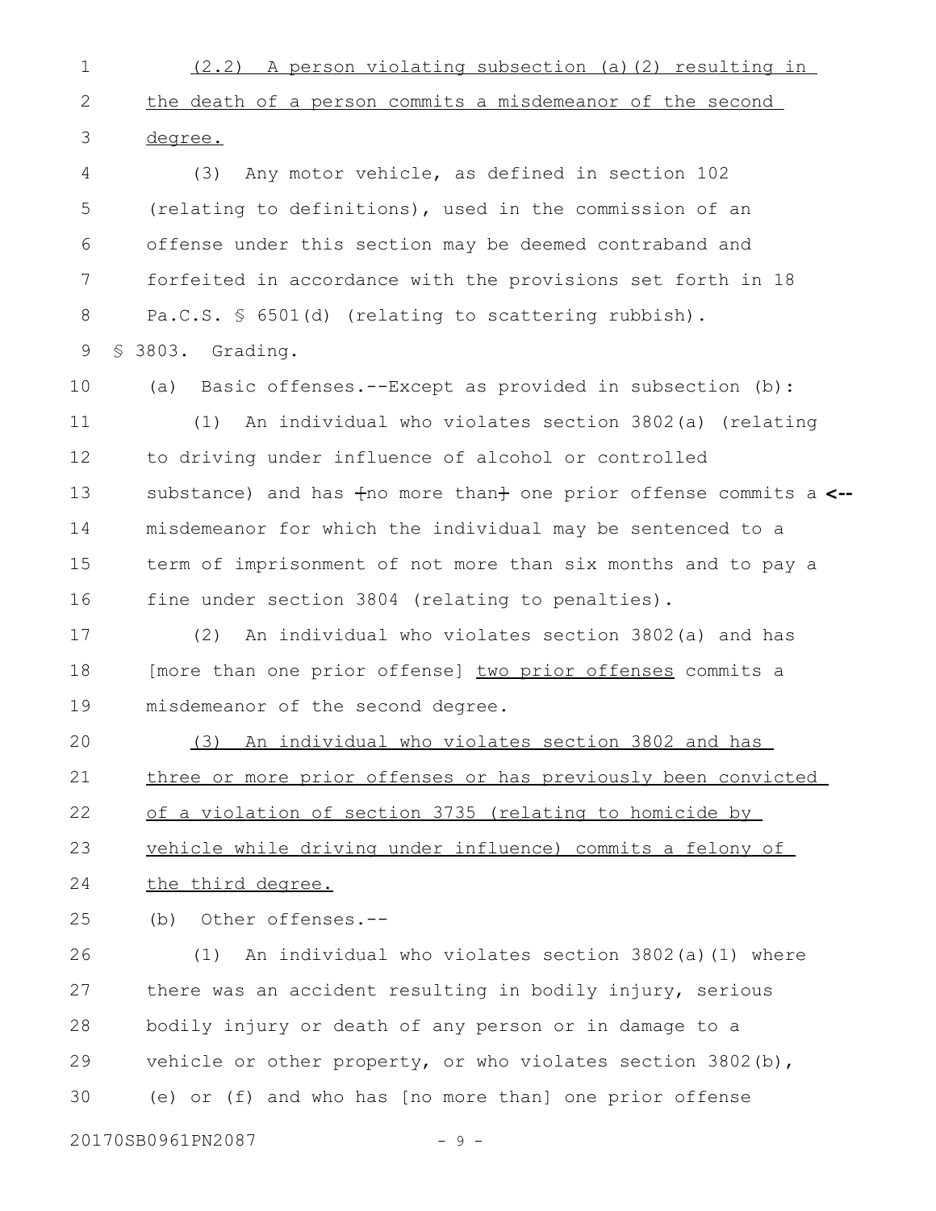(2.2) A person violating subsection (a)(2) resulting in the death of a person commits a misdemeanor of the second degree.

(3) Any motor vehicle, as defined in section 102 (relating to definitions), used in the commission of an offense under this section may be deemed contraband and forfeited in accordance with the provisions set forth in 18 Pa.C.S. § 6501(d) (relating to scattering rubbish).

§ 3803. Grading.

(a) Basic offenses.--Except as provided in subsection (b):

(1) An individual who violates section 3802(a) (relating to driving under influence of alcohol or controlled substance) and has ~~no more than~~ one prior offense commits a <-- misdemeanor for which the individual may be sentenced to a term of imprisonment of not more than six months and to pay a fine under section 3804 (relating to penalties).

(2) An individual who violates section 3802(a) and has [more than one prior offense] two prior offenses commits a misdemeanor of the second degree.

(3) An individual who violates section 3802 and has three or more prior offenses or has previously been convicted of a violation of section 3735 (relating to homicide by vehicle while driving under influence) commits a felony of the third degree.

(b) Other offenses.--

(1) An individual who violates section 3802(a)(1) where there was an accident resulting in bodily injury, serious bodily injury or death of any person or in damage to a vehicle or other property, or who violates section 3802(b), (e) or (f) and who has [no more than] one prior offense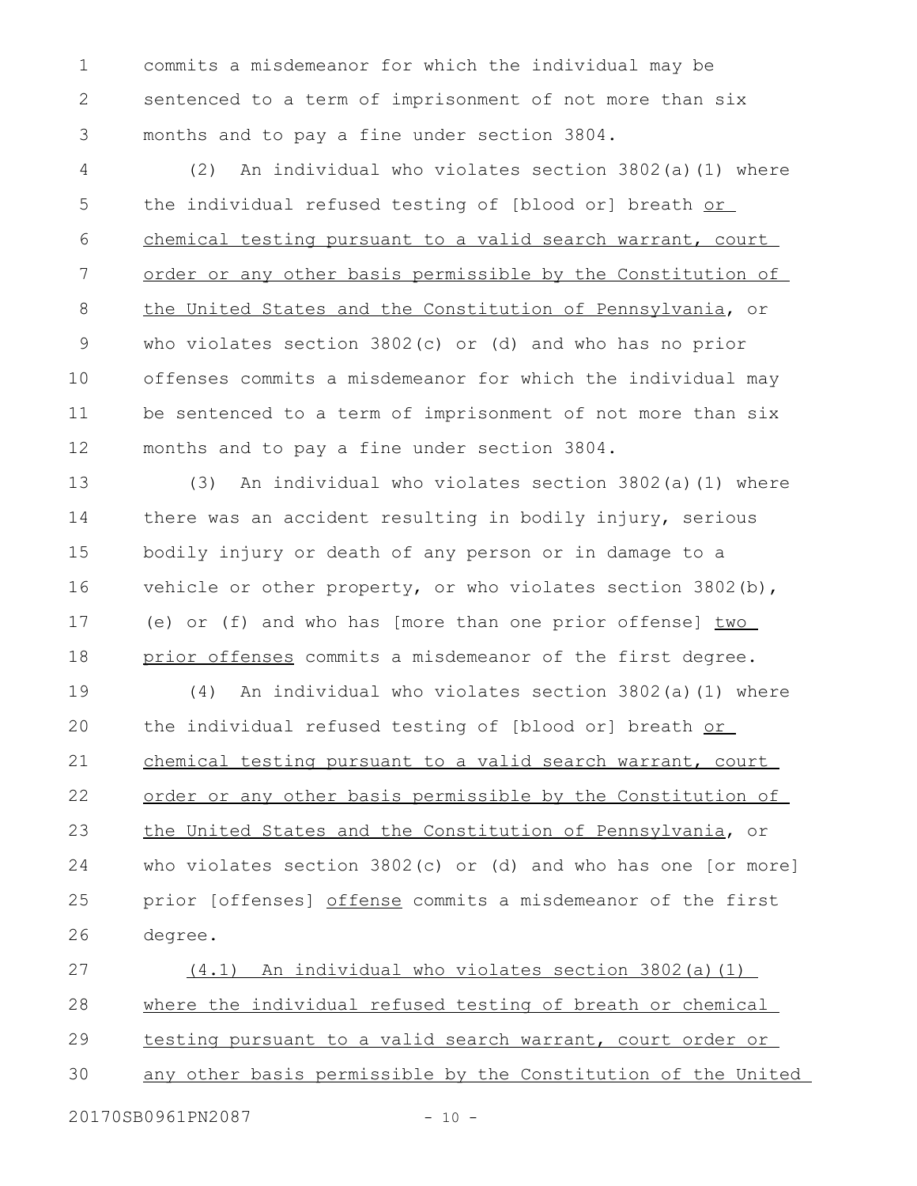commits a misdemeanor for which the individual may be sentenced to a term of imprisonment of not more than six months and to pay a fine under section 3804.

(2) An individual who violates section 3802(a)(1) where the individual refused testing of [blood or] breath <u>or chemical testing pursuant to a valid search warrant, court order or any other basis permissible by the Constitution of the United States and the Constitution of Pennsylvania</u>, or who violates section 3802(c) or (d) and who has no prior offenses commits a misdemeanor for which the individual may be sentenced to a term of imprisonment of not more than six months and to pay a fine under section 3804.

(3) An individual who violates section 3802(a)(1) where there was an accident resulting in bodily injury, serious bodily injury or death of any person or in damage to a vehicle or other property, or who violates section 3802(b), (e) or (f) and who has [more than one prior offense] <u>two prior offenses</u> commits a misdemeanor of the first degree.

(4) An individual who violates section 3802(a)(1) where the individual refused testing of [blood or] breath <u>or chemical testing pursuant to a valid search warrant, court order or any other basis permissible by the Constitution of the United States and the Constitution of Pennsylvania</u>, or who violates section 3802(c) or (d) and who has one [or more] prior [offenses] <u>offense</u> commits a misdemeanor of the first degree.

<u>(4.1) An individual who violates section 3802(a)(1) where the individual refused testing of breath or chemical testing pursuant to a valid search warrant, court order or any other basis permissible by the Constitution of the United</u>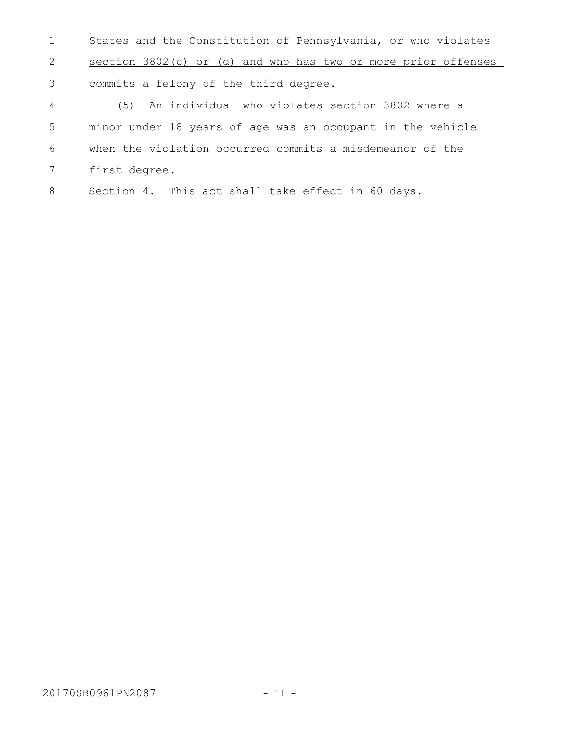States and the Constitution of Pennsylvania, or who violates section 3802(c) or (d) and who has two or more prior offenses commits a felony of the third degree.

(5) An individual who violates section 3802 where a minor under 18 years of age was an occupant in the vehicle when the violation occurred commits a misdemeanor of the first degree.

Section 4. This act shall take effect in 60 days.